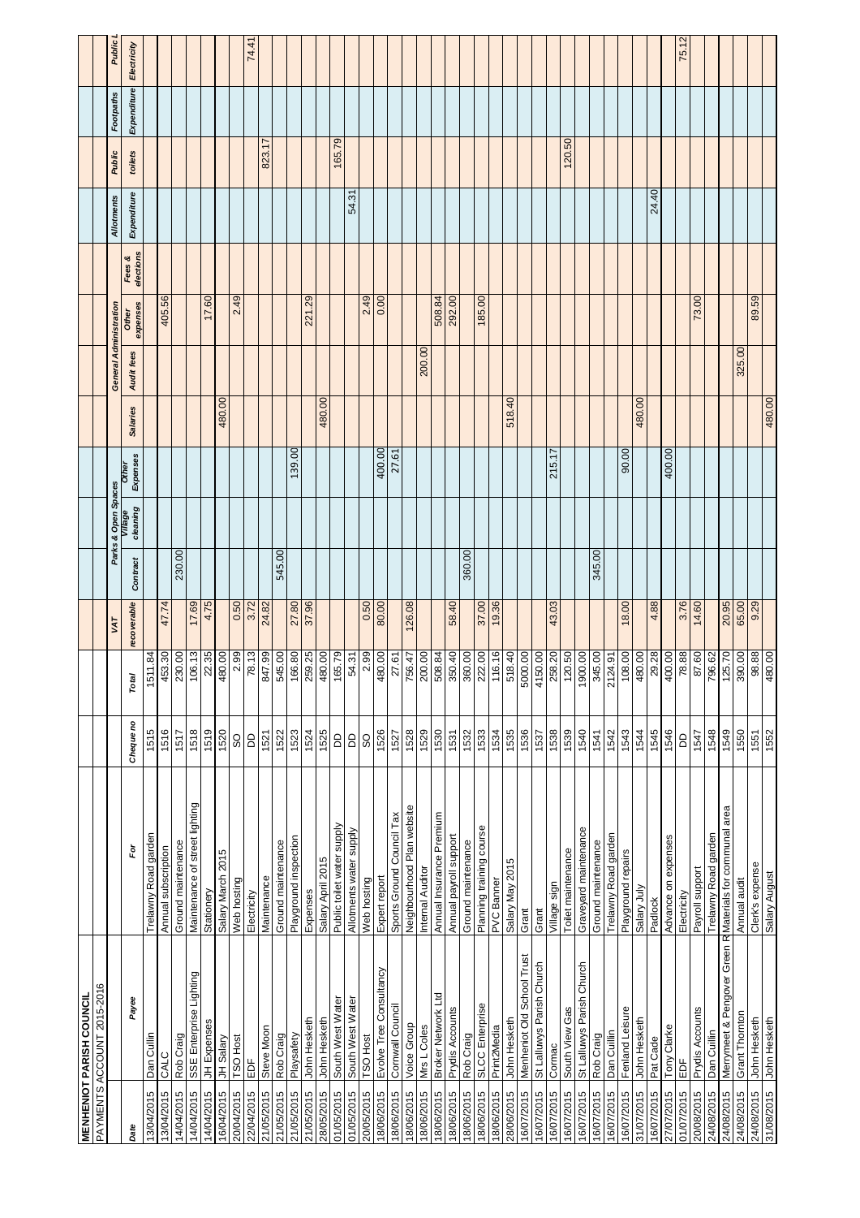# MENHENIOT PARISH COUNCIL

PAYMENTS ACCOUNT 2015-2016

| Date | Payee | For | Cheque no | Total | VAT | Parks & Open Spaces | | | General Administration | | | | Allotments | Public | Footpaths | Public L |
|---|---|---|---|---|---|---|---|---|---|---|---|---|---|---|---|---|
| | | | | | recoverable | Contract | Village cleaning | Other Expenses | Salaries | Audit fees | Other expenses | Fees & elections | Expenditure | toilets | Expenditure | Electricity |
| 13/04/2015 | Dan Cullin | Trelawny Road garden | 1515 | 1511.84 | | | | | | | | | | | | |
| 13/04/2015 | CALC | Annual subscription | 1516 | 453.30 | 47.74 | | | | | | 405.56 | | | | | |
| 14/04/2015 | Rob Craig | Ground maintenance | 1517 | 230.00 | | 230.00 | | | | | | | | | | |
| 14/04/2015 | SSE Enterprise Lighting | Maintenance of street lighting | 1518 | 106.13 | 17.69 | | | | | | | | | | | |
| 14/04/2015 | JH Expenses | Stationery | 1519 | 22.35 | 4.75 | | | | | | 17.60 | | | | | |
| 16/04/2015 | JH Salary | Salary March 2015 | 1520 | 480.00 | | | | | 480.00 | | | | | | | |
| 20/04/2015 | TSO Host | Web hosting | SO | 2.99 | 0.50 | | | | | | 2.49 | | | | | |
| 22/04/2015 | EDF | Electricity | DD | 78.13 | 3.72 | | | | | | | | | | | 74.41 |
| 21/05/2015 | Steve Moon | Maintenance | 1521 | 847.99 | 24.82 | | | | | | | | | 823.17 | | |
| 21/05/2015 | Rob Craig | Ground maintenance | 1522 | 545.00 | | 545.00 | | | | | | | | | | |
| 21/05/2015 | Playsafety | Playground inspection | 1523 | 166.80 | 27.80 | | | 139.00 | | | | | | | | |
| 21/05/2015 | John Hesketh | Expenses | 1524 | 259.25 | 37.96 | | | | | | 221.29 | | | | | |
| 28/05/2015 | John Hesketh | Salary April 2015 | 1525 | 480.00 | | | | | 480.00 | | | | | | | |
| 01/05/2015 | South West Water | Public toilet water supply | DD | 165.79 | | | | | | | | | | 165.79 | | |
| 01/05/2015 | South West Water | Allotments water supply | DD | 54.31 | | | | | | | | | 54.31 | | | |
| 20/05/2015 | TSO Host | Web hosting | SO | 2.99 | 0.50 | | | | | | 2.49 | | | | | |
| 18/06/2015 | Evolve Tree Consultancy | Expert report | 1526 | 480.00 | 80.00 | | | 400.00 | | | 0.00 | | | | | |
| 18/06/2015 | Cornwall Council | Sports Ground Council Tax | 1527 | 27.61 | | | | 27.61 | | | | | | | | |
| 18/06/2015 | Voice Group | Neighbourhood Plan website | 1528 | 756.47 | 126.08 | | | | | | | | | | | |
| 18/06/2015 | Mrs L Coles | Internal Auditor | 1529 | 200.00 | | | | | | 200.00 | | | | | | |
| 18/06/2015 | Broker Network Ltd | Annual Insurance Premium | 1530 | 508.84 | | | | | | | 508.84 | | | | | |
| 18/06/2015 | Prydis Accounts | Annual payroll support | 1531 | 350.40 | 58.40 | | | | | | 292.00 | | | | | |
| 18/06/2015 | Rob Craig | Ground maintenance | 1532 | 360.00 | | 360.00 | | | | | | | | | | |
| 18/06/2015 | SLCC Enterprise | Planning training course | 1533 | 222.00 | 37.00 | | | | | | 185.00 | | | | | |
| 18/06/2015 | Print2Media | PVC Banner | 1534 | 116.16 | 19.36 | | | | | | | | | | | |
| 28/06/2015 | John Hesketh | Salary May 2015 | 1535 | 518.40 | | | | | 518.40 | | | | | | | |
| 16/07/2015 | Menheniot Old School Trust | Grant | 1536 | 5000.00 | | | | | | | | | | | | |
| 16/07/2015 | St Lalluwys Parish Church | Grant | 1537 | 4150.00 | | | | | | | | | | | | |
| 16/07/2015 | Cormac | Village sign | 1538 | 258.20 | 43.03 | | | 215.17 | | | | | | | | |
| 16/07/2015 | South View Gas | Toilet maintenance | 1539 | 120.50 | | | | | | | | | | 120.50 | | |
| 16/07/2015 | St Lalluwys Parish Church | Graveyard maintenance | 1540 | 1900.00 | | | | | | | | | | | | |
| 16/07/2015 | Rob Craig | Ground maintenance | 1541 | 345.00 | | 345.00 | | | | | | | | | | |
| 16/07/2015 | Dan Cuillin | Trelawny Road garden | 1542 | 2124.91 | | | | | | | | | | | | |
| 16/07/2015 | Fenland Leisure | Playground repairs | 1543 | 108.00 | 18.00 | | | 90.00 | | | | | | | | |
| 31/07/2015 | John Hesketh | Salary July | 1544 | 480.00 | | | | | 480.00 | | | | | | | |
| 16/07/2015 | Pat Cade | Padlock | 1545 | 29.28 | 4.88 | | | | | | | | 24.40 | | | |
| 27/07/2015 | Tony Clarke | Advance on expenses | 1546 | 400.00 | | | | 400.00 | | | | | | | | |
| 01/07/2015 | EDF | Electricity | DD | 78.88 | 3.76 | | | | | | | | | | | 75.12 |
| 20/08/2015 | Prydis Accounts | Payroll support | 1547 | 87.60 | 14.60 | | | | | | 73.00 | | | | | |
| 24/08/2015 | Dan Cuillin | Trelawny Road garden | 1548 | 796.62 | | | | | | | | | | | | |
| 24/08/2015 | Merrymeet & Pengover Green R | Materials for communal area | 1549 | 125.70 | 20.95 | | | | | | | | | | | |
| 24/08/2015 | Grant Thornton | Annual audit | 1550 | 390.00 | 65.00 | | | | | 325.00 | | | | | | |
| 24/08/2015 | John Hesketh | Clerk's expense | 1551 | 98.88 | 9.29 | | | | | | 89.59 | | | | | |
| 31/08/2015 | John Hesketh | Salary August | 1552 | 480.00 | | | | | 480.00 | | | | | | | |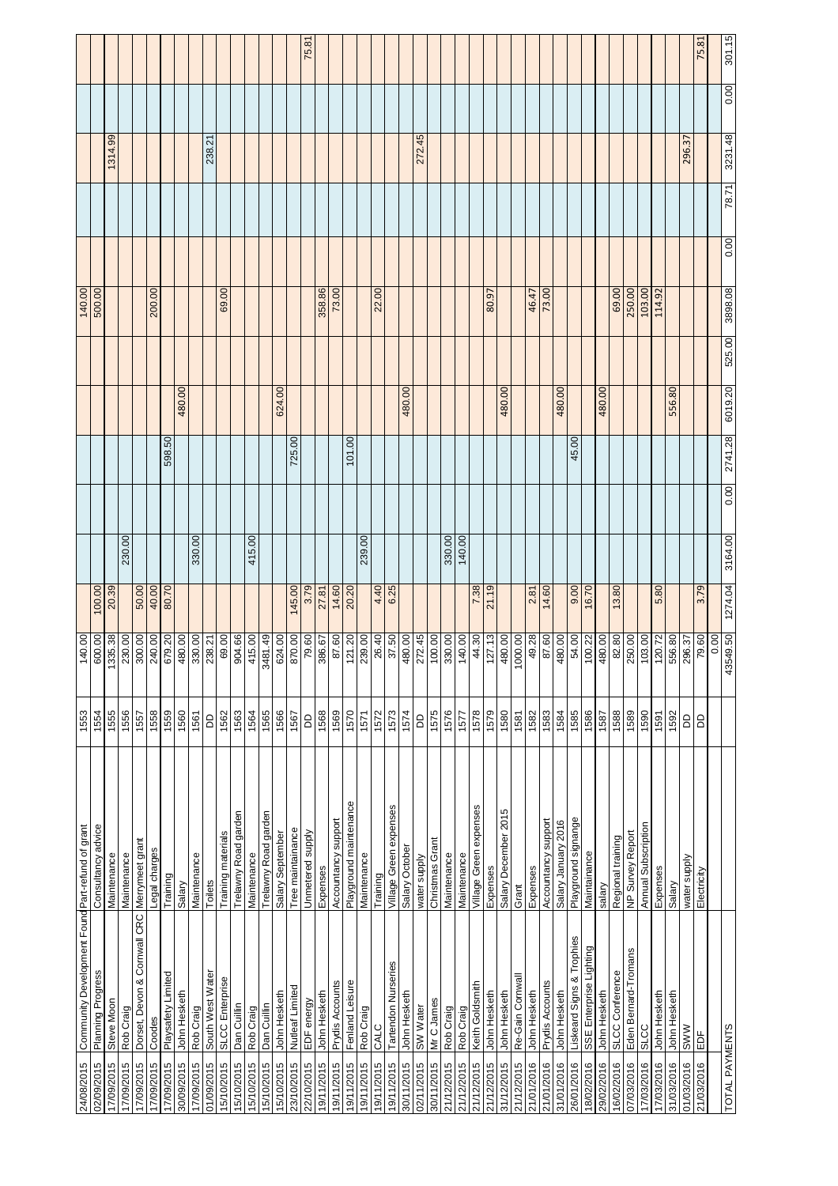| | | | | | | | | | | | | | | | | |
|---|---|---|---|---|---|---|---|---|---|---|---|---|---|---|---|---|
| 24/08/2015 | Community Development Found | Part-refund of grant | 1553 | 140.00 | | | | | | | 140.00 | | | | | |
| 02/09/2015 | Planning Progress | Consultancy advice | 1554 | 600.00 | 100.00 | | | | | | 500.00 | | | | | |
| 17/09/2015 | Steve Moon | Maintenance | 1555 | 1335.38 | 20.39 | | | | | | | | | 1314.99 | | |
| 17/09/2015 | Rob Craig | Maintenance | 1556 | 230.00 | | 230.00 | | | | | | | | | | |
| 17/09/2015 | Dorset, Devon & Cornwall CRC | Merrymeet grant | 1557 | 300.00 | 50.00 | | | | | | | | | | | |
| 17/09/2015 | Coodes | Legal charges | 1558 | 240.00 | 40.00 | | | | | | 200.00 | | | | | |
| 17/09/2015 | Playsafety Limited | Training | 1559 | 679.20 | 80.70 | | | 598.50 | | | | | | | | |
| 30/09/2015 | John Hesketh | Salary | 1560 | 480.00 | | | | | 480.00 | | | | | | | |
| 17/09/2015 | Rob Craig | Maintenance | 1561 | 330.00 | | 330.00 | | | | | | | | | | |
| 01/09/2015 | South West Water | Toilets | DD | 238.21 | | | | | | | | | | 238.21 | | |
| 15/10/2015 | SLCC Enterprise | Training materials | 1562 | 69.00 | | | | | | | 69.00 | | | | | |
| 15/10/2015 | Dan Cuillin | Trelawny Road garden | 1563 | 904.66 | | | | | | | | | | | | |
| 15/10/2015 | Rob Craig | Maintenance | 1564 | 415.00 | | 415.00 | | | | | | | | | | |
| 15/10/2015 | Dan Cuillin | Trelawny Road garden | 1565 | 3481.49 | | | | | | | | | | | | |
| 15/10/2015 | John Hesketh | Salary September | 1566 | 624.00 | | | | | 624.00 | | | | | | | |
| 23/10/2015 | Nutleaf Limited | Tree maintainance | 1567 | 870.00 | 145.00 | | | 725.00 | | | | | | | | |
| 22/10/2015 | EDF energy | Unmetered supply | DD | 79.60 | 3.79 | | | | | | | | | | | 75.81 |
| 19/11/2015 | John Hesketh | Expenses | 1568 | 386.67 | 27.81 | | | | | | 358.86 | | | | | |
| 19/11/2015 | Prydis Accounts | Accountancy support | 1569 | 87.60 | 14.60 | | | | | | 73.00 | | | | | |
| 19/11/2015 | Fenland Leisure | Playground maintenance | 1570 | 121.20 | 20.20 | | | 101.00 | | | | | | | | |
| 19/11/2015 | Rob Craig | Maintenance | 1571 | 239.00 | | 239.00 | | | | | | | | | | |
| 19/11/2015 | CALC | Training | 1572 | 26.40 | 4.40 | | | | | | 22.00 | | | | | |
| 19/11/2015 | Tartendon Nurseries | Village Green expenses | 1573 | 37.50 | 6.25 | | | | | | | | | | | |
| 30/11/2015 | John Hesketh | Salary October | 1574 | 480.00 | | | | | 480.00 | | | | | | | |
| 02/11/2015 | SW Water | water supply | DD | 272.45 | | | | | | | | | | 272.45 | | |
| 30/11/2015 | Mr C James | Christmas Grant | 1575 | 100.00 | | | | | | | | | | | | |
| 21/12/2015 | Rob Craig | Maintenance | 1576 | 330.00 | | 330.00 | | | | | | | | | | |
| 21/12/2015 | Rob Craig | Maintenance | 1577 | 140.00 | | 140.00 | | | | | | | | | | |
| 21/12/2015 | Keith Goldsmith | Village Green expenses | 1578 | 44.30 | 7.38 | | | | | | | | | | | |
| 21/12/2015 | John Hesketh | Expenses | 1579 | 127.13 | 21.19 | | | | | | 80.97 | | | | | |
| 31/12/2015 | John Hesketh | Salary December 2015 | 1580 | 480.00 | | | | | 480.00 | | | | | | | |
| 21/12/2015 | Re-Gain Cornwall | Grant | 1581 | 1000.00 | | | | | | | | | | | | |
| 21/01/2016 | John Hesketh | Expenses | 1582 | 49.28 | 2.81 | | | | | | 46.47 | | | | | |
| 21/01/2016 | Prydis Accounts | Accountancy support | 1583 | 87.60 | 14.60 | | | | | | 73.00 | | | | | |
| 31/01/2016 | John Hesketh | Salary January 2016 | 1584 | 480.00 | | | | | 480.00 | | | | | | | |
| 26/01/2016 | Liskeard Signs & Trophies | Playground signange | 1585 | 54.00 | 9.00 | | | 45.00 | | | | | | | | |
| 18/02/2016 | SSE Enterprise Lighting | Maintainance | 1586 | 100.22 | 16.70 | | | | | | | | | | | |
| 29/02/2016 | John Hesketh | salary | 1587 | 480.00 | | | | | 480.00 | | | | | | | |
| 16/02/2016 | SLCC Conference | Regional training | 1588 | 82.80 | 13.80 | | | | | | 69.00 | | | | | |
| 07/03/2016 | Eden Bernard-Tromans | NP Survey Report | 1589 | 250.00 | | | | | | | 250.00 | | | | | |
| 17/03/2016 | SLCC | Annual Subscription | 1590 | 103.00 | | | | | | | 103.00 | | | | | |
| 17/03/2016 | John Hesketh | Expenses | 1591 | 120.72 | 5.80 | | | | | | 114.92 | | | | | |
| 31/03/2016 | John Hesketh | Salary | 1592 | 556.80 | | | | | 556.80 | | | | | | | |
| 01/03/2016 | SWW | water supply | DD | 296.37 | | | | | | | | | | 296.37 | | |
| 21/03/2016 | EDF | Electricity | DD | 79.60 | 3.79 | | | | | | | | | | | 75.81 |
| | | | | 0.00 | | | | | | | | | | | | |
| TOTAL PAYMENTS | | | | 43549.50 | 1274.04 | 3164.00 | 0.00 | 2741.28 | 6019.20 | 525.00 | 3898.08 | 0.00 | 78.71 | 3231.48 | 0.00 | 301.15 |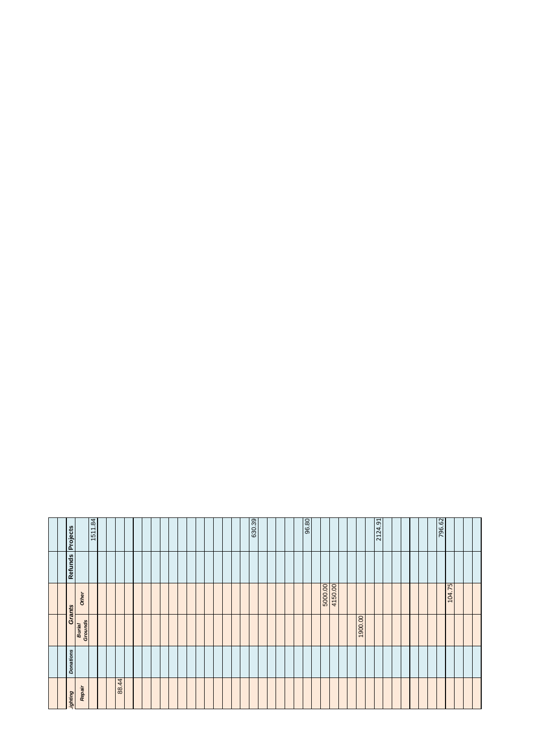| ighting | | Grants | | | |
|---|---|---|---|---|---|
| Repair | Donations | Burial Grounds | Other | Refunds | Projects |
| | | | | | 1511.84 |
| | | | | | |
| | | | | | |
| 88.44 | | | | | |
| | | | | | |
| | | | | | |
| | | | | | |
| | | | | | |
| | | | | | |
| | | | | | |
| | | | | | |
| | | | | | |
| | | | | | |
| | | | | | |
| | | | | | |
| | | | | | |
| | | | | | |
| | | | | | |
| | | | | | 630.39 |
| | | | | | |
| | | | | | |
| | | | | | |
| | | | | | |
| | | | | | |
| | | | | | 96.80 |
| | | | | | |
| | | | 5000.00 | | |
| | | | 4150.00 | | |
| | | | | | |
| | | | | | |
| | | 1900.00 | | | |
| | | | | | |
| | | | | | 2124.91 |
| | | | | | |
| | | | | | |
| | | | | | |
| | | | | | |
| | | | | | |
| | | | | | |
| | | | | | 796.62 |
| | | | 104.75 | | |
| | | | | | |
| | | | | | |
| | | | | | |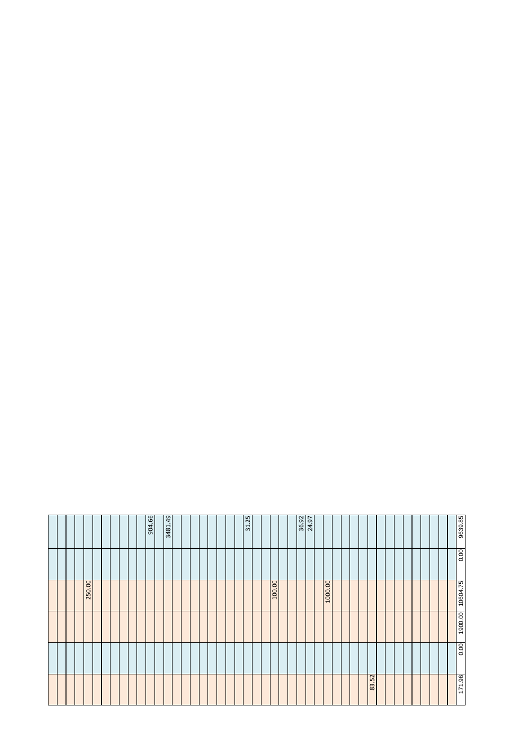| | | | | | |
|---|---|---|---|---|---|
| | | | | | |
| | | | | | |
| | | | | | |
| | | | | | |
| | | | 250.00 | | |
| | | | | | |
| | | | | | |
| | | | | | |
| | | | | | |
| | | | | | |
| | | | | | |
| | | | | | 904.66 |
| | | | | | |
| | | | | | 3481.49 |
| | | | | | |
| | | | | | |
| | | | | | |
| | | | | | |
| | | | | | |
| | | | | | |
| | | | | | |
| | | | | | |
| | | | | | 31.25 |
| | | | | | |
| | | | | | |
| | | | 100.00 | | |
| | | | | | |
| | | | | | |
| | | | | | 36.92 |
| | | | | | 24.97 |
| | | | | | |
| | | | 1000.00 | | |
| | | | | | |
| | | | | | |
| | | | | | |
| | | | | | |
| 83.52 | | | | | |
| | | | | | |
| | | | | | |
| | | | | | |
| | | | | | |
| | | | | | |
| | | | | | |
| | | | | | |
| | | | | | |
| | | | | | |
| 171.96 | 0.00 | 1900.00 | 10604.75 | 0.00 | 9639.85 |